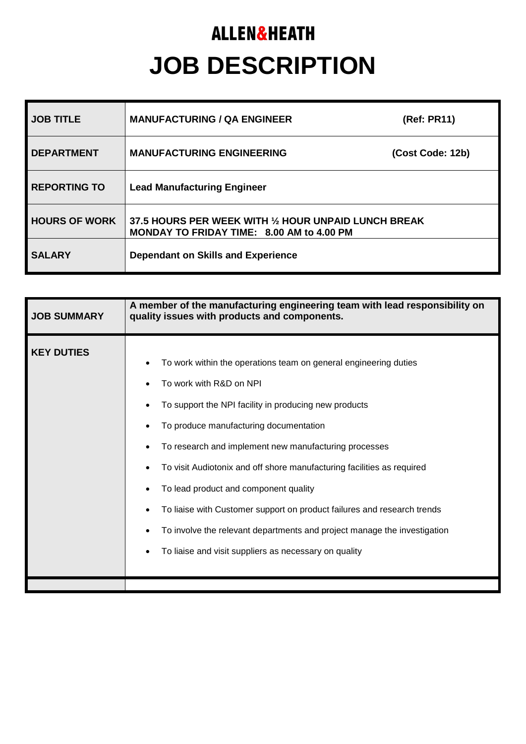# ALLEN&HEATH

# JOB DESCRIPTION

| | | |
|---|---|---|
| **JOB TITLE** | **MANUFACTURING / QA ENGINEER** | **(Ref: PR11)** |
| **DEPARTMENT** | **MANUFACTURING ENGINEERING** | **(Cost Code: 12b)** |
| **REPORTING TO** | **Lead Manufacturing Engineer** | |
| **HOURS OF WORK** | **37.5 HOURS PER WEEK WITH ½ HOUR UNPAID LUNCH BREAK**<br>**MONDAY TO FRIDAY TIME: 8.00 AM to 4.00 PM** | |
| **SALARY** | **Dependant on Skills and Experience** | |

| | |
|---|---|
| **JOB SUMMARY** | **A member of the manufacturing engineering team with lead responsibility on quality issues with products and components.** |
| **KEY DUTIES** | • To work within the operations team on general engineering duties<br>• To work with R&D on NPI<br>• To support the NPI facility in producing new products<br>• To produce manufacturing documentation<br>• To research and implement new manufacturing processes<br>• To visit Audiotonix and off shore manufacturing facilities as required<br>• To lead product and component quality<br>• To liaise with Customer support on product failures and research trends<br>• To involve the relevant departments and project manage the investigation<br>• To liaise and visit suppliers as necessary on quality |
| | |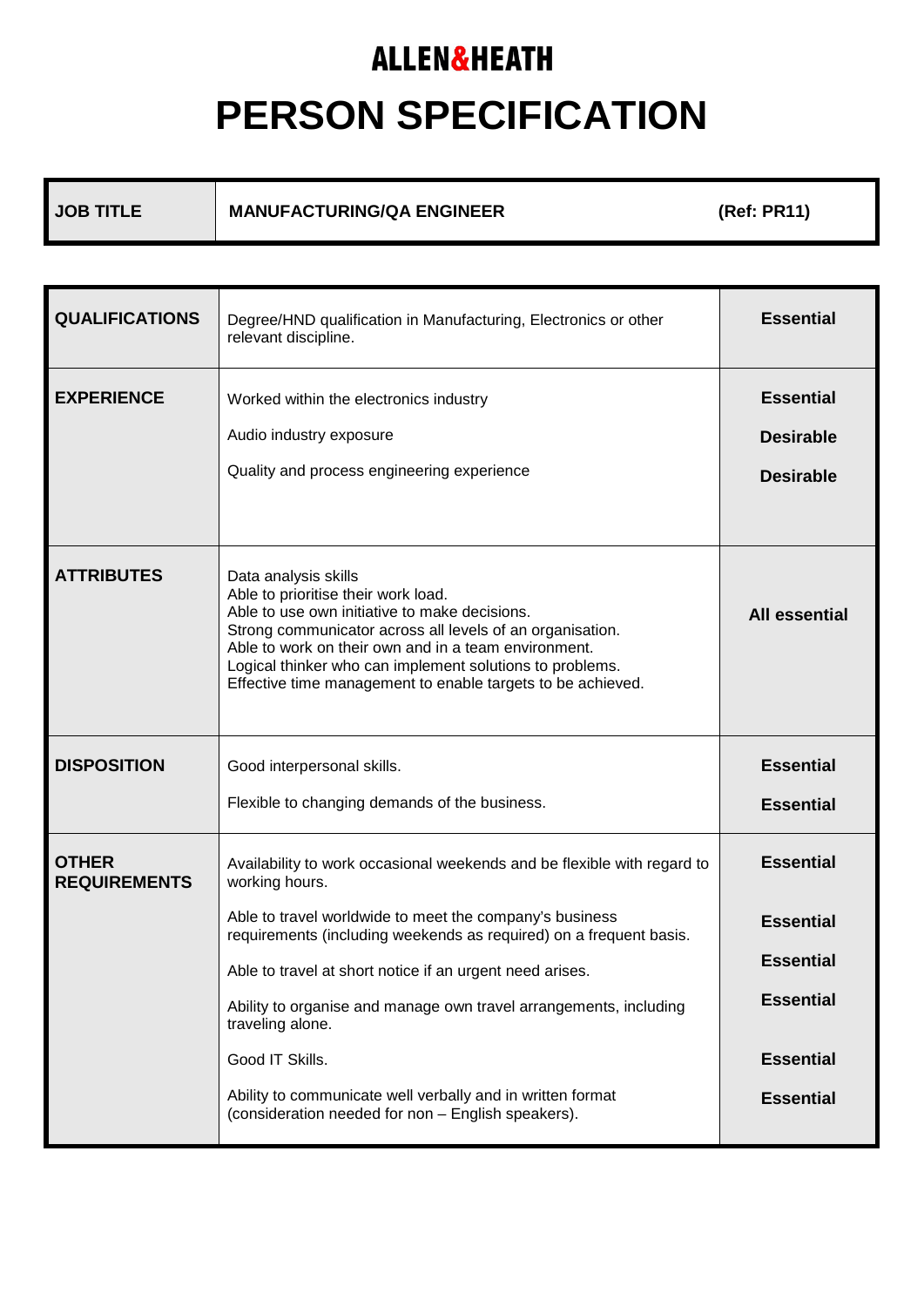# ALLEN&HEATH

# PERSON SPECIFICATION

| | | |
|---|---|---|
| **JOB TITLE** | **MANUFACTURING/QA ENGINEER** | **(Ref: PR11)** |

| | | |
|---|---|---|
| **QUALIFICATIONS** | Degree/HND qualification in Manufacturing, Electronics or other relevant discipline. | **Essential** |
| **EXPERIENCE** | Worked within the electronics industry | **Essential** |
| | Audio industry exposure | **Desirable** |
| | Quality and process engineering experience | **Desirable** |
| **ATTRIBUTES** | Data analysis skills<br>Able to prioritise their work load.<br>Able to use own initiative to make decisions.<br>Strong communicator across all levels of an organisation.<br>Able to work on their own and in a team environment.<br>Logical thinker who can implement solutions to problems.<br>Effective time management to enable targets to be achieved. | **All essential** |
| **DISPOSITION** | Good interpersonal skills. | **Essential** |
| | Flexible to changing demands of the business. | **Essential** |
| **OTHER REQUIREMENTS** | Availability to work occasional weekends and be flexible with regard to working hours. | **Essential** |
| | Able to travel worldwide to meet the company's business requirements (including weekends as required) on a frequent basis. | **Essential** |
| | Able to travel at short notice if an urgent need arises. | **Essential** |
| | Ability to organise and manage own travel arrangements, including traveling alone. | **Essential** |
| | Good IT Skills. | **Essential** |
| | Ability to communicate well verbally and in written format (consideration needed for non – English speakers). | **Essential** |